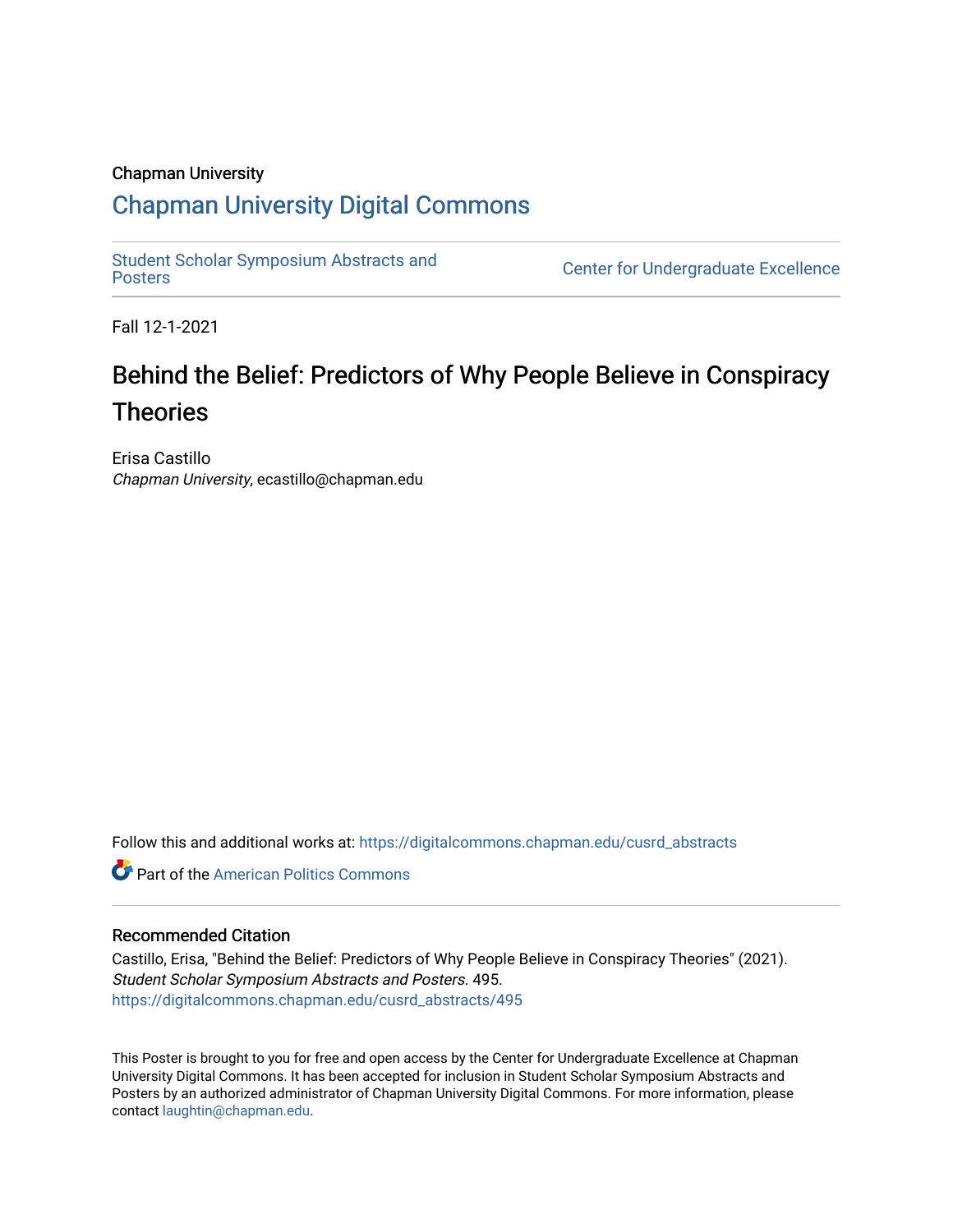Chapman University

## Chapman University Digital Commons

Student Scholar Symposium Abstracts and Posters

Center for Undergraduate Excellence

Fall 12-1-2021

# Behind the Belief: Predictors of Why People Believe in Conspiracy Theories

Erisa Castillo
*Chapman University*, ecastillo@chapman.edu

Follow this and additional works at: https://digitalcommons.chapman.edu/cusrd_abstracts

Part of the American Politics Commons

### Recommended Citation

Castillo, Erisa, "Behind the Belief: Predictors of Why People Believe in Conspiracy Theories" (2021). *Student Scholar Symposium Abstracts and Posters*. 495.
https://digitalcommons.chapman.edu/cusrd_abstracts/495

This Poster is brought to you for free and open access by the Center for Undergraduate Excellence at Chapman University Digital Commons. It has been accepted for inclusion in Student Scholar Symposium Abstracts and Posters by an authorized administrator of Chapman University Digital Commons. For more information, please contact laughtin@chapman.edu.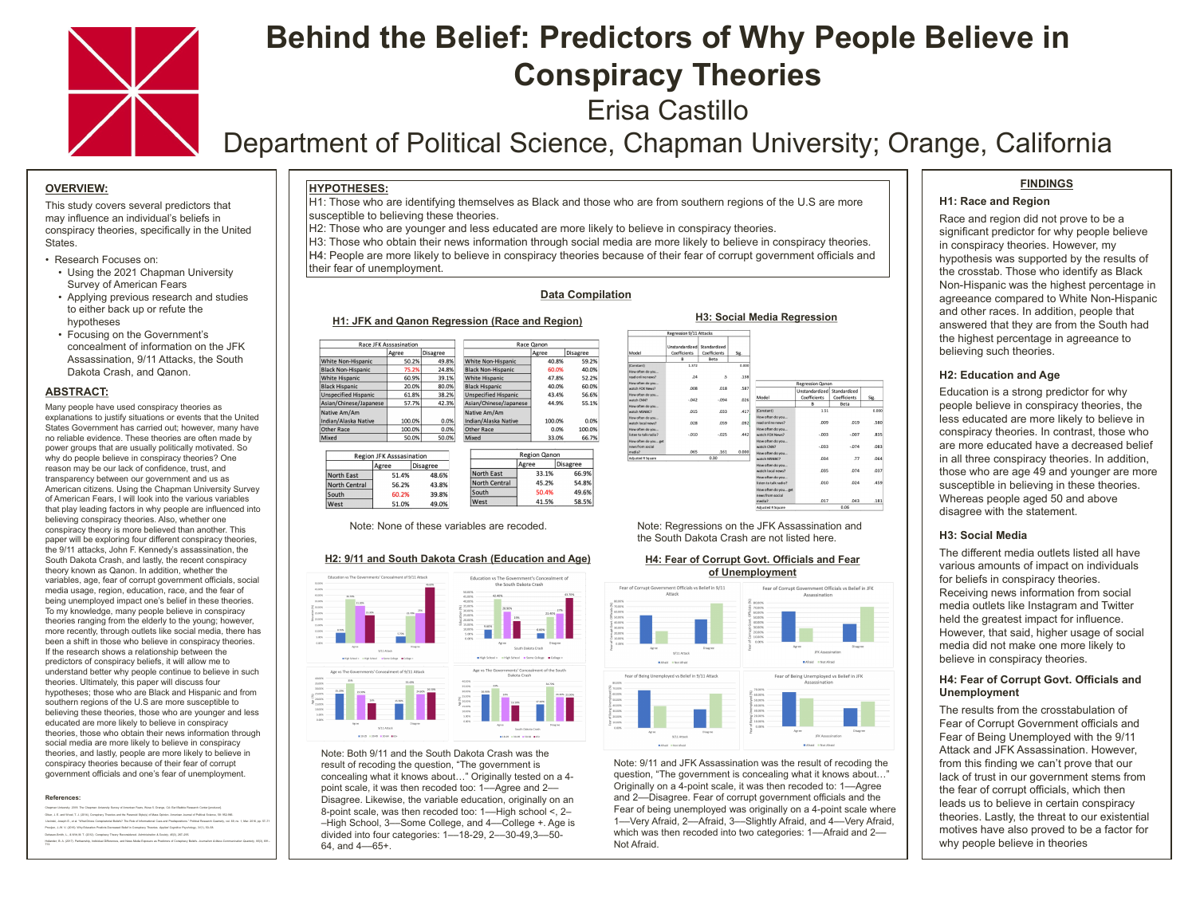# Behind the Belief: Predictors of Why People Believe in Conspiracy Theories

## Erisa Castillo

## Department of Political Science, Chapman University; Orange, California

### OVERVIEW:

This study covers several predictors that may influence an individual's beliefs in conspiracy theories, specifically in the United States.

- Research Focuses on:
  - Using the 2021 Chapman University Survey of American Fears
  - Applying previous research and studies to either back up or refute the hypotheses
  - Focusing on the Government's concealment of information on the JFK Assassination, 9/11 Attacks, the South Dakota Crash, and Qanon.

### ABSTRACT:

Many people have used conspiracy theories as explanations to justify situations or events that the United States Government has carried out; however, many have no reliable evidence. These theories are often made by power groups that are usually politically motivated. So why do people believe in conspiracy theories? One reason may be our lack of confidence, trust, and transparency between our government and us as American citizens. Using the Chapman University Survey of American Fears, I will look into the various variables that play leading factors in why people are influenced into believing conspiracy theories. Also, whether one conspiracy theory is more believed than another. This paper will be exploring four different conspiracy theories, the 9/11 attacks, John F. Kennedy's assassination, the South Dakota Crash, and lastly, the recent conspiracy theory known as Qanon. In addition, whether the variables, age, fear of corrupt government officials, social media usage, region, education, race, and the fear of being unemployed impact one's belief in these theories. To my knowledge, many people believe in conspiracy theories ranging from the elderly to the young; however, more recently, through outlets like social media, there has been a shift in those who believe in conspiracy theories. If the research shows a relationship between the predictors of conspiracy beliefs, it will allow me to understand better why people continue to believe in such theories. Ultimately, this paper will discuss four hypotheses; those who are Black and Hispanic and from southern regions of the U.S are more susceptible to believing these theories, those who are younger and less educated are more likely to believe in conspiracy theories, those who obtain their news information through social media are more likely to believe in conspiracy theories, and lastly, people are more likely to believe in conspiracy theories because of their fear of corrupt government officials and one's fear of unemployment.

### References:

Chapman University. 2016. The Chapman University Survey of American Fears, Wave 5. Orange, CA: Earl Babbie Research Center [producer].

Oliver, J. E. and Wood, T. J. (2014), Conspiracy Theories and the Paranoid Style(s) of Mass Opinion. American Journal of Political Science, 58: 952-966.

Uscinski, Joseph E., et al. "What Drives Conspiratorial Beliefs? The Role of Informational Cues and Predispositions." Political Research Quarterly, vol. 69, no. 1, Mar. 2016, pp. 57–71.

Prooijen, J.-W. V. (2016). Why Education Predicts Decreased Belief in Conspiracy Theories. Applied Cognitive Psychology, 31(1), 50–58.

Oleksiak-Brelik, L., & Wilk-St. T. (2016). Conspiracy Theory Reconsidered. Administration & Society, 48(3), 267-283.

Hollander, B. A. (2017). Partisanship, Individual Differences, and News Media Exposure as Predictors of Conspiracy Beliefs. Journalism & Mass Communication Quarterly, 95(3), 691–713.

### HYPOTHESES:

H1: Those who are identifying themselves as Black and those who are from southern regions of the U.S are more susceptible to believing these theories.
H2: Those who are younger and less educated are more likely to believe in conspiracy theories.
H3: Those who obtain their news information through social media are more likely to believe in conspiracy theories.
H4: People are more likely to believe in conspiracy theories because of their fear of corrupt government officials and their fear of unemployment.

### Data Compilation

#### H1: JFK and Qanon Regression (Race and Region)

| Race JFK Assassination | Agree | Disagree |
|---|---|---|
| White Non-Hispanic | 50.2% | 49.8% |
| Black Non-Hispanic | 75.2% | 24.8% |
| White Hispanic | 60.9% | 39.1% |
| Black Hispanic | 20.0% | 80.0% |
| Unspecified Hispanic | 61.8% | 38.2% |
| Asian/Chinese/Japanese | 57.7% | 42.3% |
| Native Am/Am Indian/Alaska Native | 100.0% | 0.0% |
| Other Race | 100.0% | 0.0% |
| Mixed | 50.0% | 50.0% |

| Race Qanon | Agree | Disagree |
|---|---|---|
| White Non-Hispanic | 40.8% | 59.2% |
| Black Non-Hispanic | 60.0% | 40.0% |
| White Hispanic | 47.8% | 52.2% |
| Black Hispanic | 40.0% | 60.0% |
| Unspecified Hispanic | 43.4% | 56.6% |
| Asian/Chinese/Japanese | 44.9% | 55.1% |
| Native Am/Am Indian/Alaska Native | 100.0% | 0.0% |
| Other Race | 0.0% | 100.0% |
| Mixed | 33.0% | 66.7% |

| Region JFK Assassination | Agree | Disagree |
|---|---|---|
| North East | 51.4% | 48.6% |
| North Central | 56.2% | 43.8% |
| South | 60.2% | 39.8% |
| West | 51.0% | 49.0% |

| Region Qanon | Agree | Disagree |
|---|---|---|
| North East | 33.1% | 66.9% |
| North Central | 45.2% | 54.8% |
| South | 50.4% | 49.6% |
| West | 41.5% | 58.5% |

Note: None of these variables are recoded.

#### H3: Social Media Regression

| Regression 9/11 Attacks | | | | |
|---|---|---|---|---|
| Model | Unstandardized Coefficients B | Standardized Coefficients Beta | | Sig. |
| (Constant) | 1.372 | | | 0.000 |
| How often do you... read online news? | .24 | .5 | | .138 |
| How often do you... watch FOX News? | .008 | .018 | | .587 |
| How often do you... watch CNN? | -.042 | -.094 | | .026 |
| How often do you... watch MSNBC? | .015 | .033 | | .417 |
| How often do you... watch local news? | .028 | .059 | | .092 |
| How often do you... listen to talk radio? | -.010 | -.025 | | .442 |
| How often do you... get news from social media? | .065 | .161 | | 0.000 |
| Adjusted R Square | | 0.30 | | |

| Regression Qanon | | | |
|---|---|---|---|
| Model | Unstandardized Coefficients B | Standardized Coefficients Beta | Sig. |
| (Constant) | 1.51 | | 0.000 |
| How often do you... read online news? | .009 | .019 | .580 |
| How often do you... watch FOX News? | -.003 | -.007 | .835 |
| How often do you... watch CNN? | -.033 | -.074 | .063 |
| How often do you... watch MSNBC? | .034 | .77 | .064 |
| How often do you... watch local news? | .035 | .074 | .037 |
| How often do you... listen to talk radio? | .010 | .024 | .459 |
| How often do you... get news from social media? | .017 | .043 | .181 |
| Adjusted R Square | | 0.06 | |

Note: Regressions on the JFK Assassination and the South Dakota Crash are not listed here.

#### H2: 9/11 and South Dakota Crash (Education and Age)

Education vs The Governments' Concealment of 9/11 Attack

Education vs The Government's Concealment of the South Dakota Crash

Age vs The Governments' Concealment of 9/11 Attack

Age vs The Governments' Concealment of the South Dakota Crash

Note: Both 9/11 and the South Dakota Crash was the result of recoding the question, "The government is concealing what it knows about…" Originally tested on a 4-point scale, it was then recoded too: 1—Agree and 2—Disagree. Likewise, the variable education, originally on an 8-point scale, was then recoded too: 1—High school <, 2–High School, 3—Some College, and 4—College +. Age is divided into four categories: 1—18-29, 2—30-49, 3—50-64, and 4—65+.

#### H4: Fear of Corrupt Govt. Officials and Fear of Unemployment

Fear of Corrupt Government Officials vs Belief in 9/11 Attack

Fear of Corrupt Government Officials vs Belief in JFK Assassination

Fear of Being Unemployed vs Belief in 9/11 Attack

Fear of Being Unemployed vs Belief in JFK Assassination

Note: 9/11 and JFK Assassination was the result of recoding the question, "The government is concealing what it knows about…" Originally on a 4-point scale, it was then recoded to: 1—Agree and 2—Disagree. Fear of corrupt government officials and the Fear of being unemployed was originally on a 4-point scale where 1—Very Afraid, 2—Afraid, 3—Slightly Afraid, and 4—Very Afraid, which was then recoded into two categories: 1—Afraid and 2—Not Afraid.

### FINDINGS

#### H1: Race and Region

Race and region did not prove to be a significant predictor for why people believe in conspiracy theories. However, my hypothesis was supported by the results of the crosstab. Those who identify as Black Non-Hispanic was the highest percentage in agreeance compared to White Non-Hispanic and other races. In addition, people that answered that they are from the South had the highest percentage in agreeance to believing such theories.

#### H2: Education and Age

Education is a strong predictor for why people believe in conspiracy theories, the less educated are more likely to believe in conspiracy theories. In contrast, those who are more educated have a decreased belief in all three conspiracy theories. In addition, those who are ageing 49 and younger are more susceptible in believing these theories. Whereas people aged 50 and above disagree with the statement.

#### H3: Social Media

The different media outlets listed all have various amounts of impact on individuals for beliefs in conspiracy theories. Receiving news information from social media outlets like Instagram and Twitter held the greatest impact for influence. However, that said, higher usage of social media did not make one more likely to believe in conspiracy theories.

#### H4: Fear of Corrupt Govt. Officials and Unemployment

The results from the crosstabulation of Fear of Corrupt Government officials and Fear of Being Unemployed with the 9/11 Attack and JFK Assassination. However, from this finding we can't prove that our lack of trust in our government stems from the fear of corrupt officials, which then leads us to believe in certain conspiracy theories. Lastly, the threat to our existential motives have also proved to be a factor for why people believe in theories